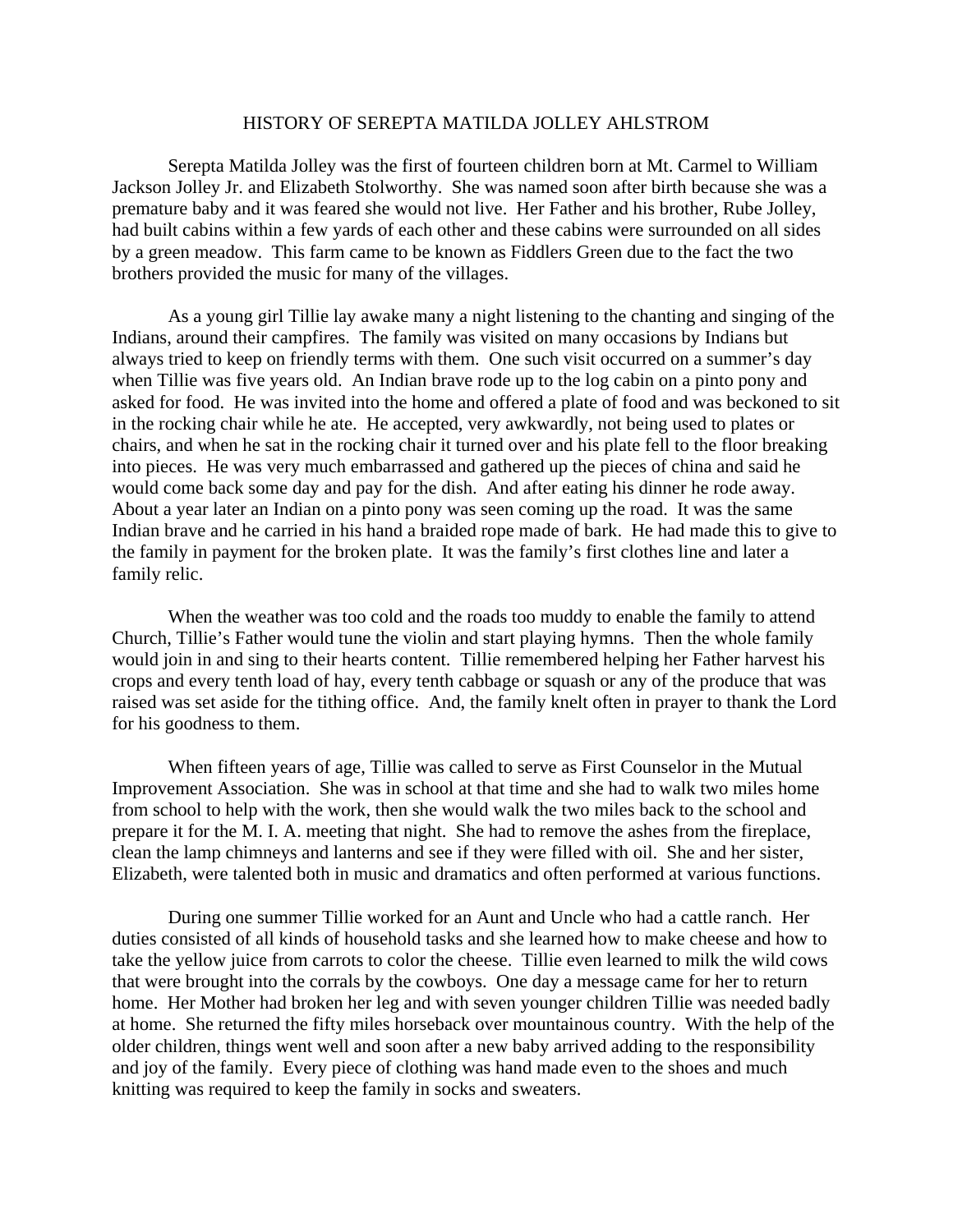# HISTORY OF SEREPTA MATILDA JOLLEY AHLSTROM

Serepta Matilda Jolley was the first of fourteen children born at Mt. Carmel to William Jackson Jolley Jr. and Elizabeth Stolworthy. She was named soon after birth because she was a premature baby and it was feared she would not live. Her Father and his brother, Rube Jolley, had built cabins within a few yards of each other and these cabins were surrounded on all sides by a green meadow. This farm came to be known as Fiddlers Green due to the fact the two brothers provided the music for many of the villages.

As a young girl Tillie lay awake many a night listening to the chanting and singing of the Indians, around their campfires. The family was visited on many occasions by Indians but always tried to keep on friendly terms with them. One such visit occurred on a summer's day when Tillie was five years old. An Indian brave rode up to the log cabin on a pinto pony and asked for food. He was invited into the home and offered a plate of food and was beckoned to sit in the rocking chair while he ate. He accepted, very awkwardly, not being used to plates or chairs, and when he sat in the rocking chair it turned over and his plate fell to the floor breaking into pieces. He was very much embarrassed and gathered up the pieces of china and said he would come back some day and pay for the dish. And after eating his dinner he rode away. About a year later an Indian on a pinto pony was seen coming up the road. It was the same Indian brave and he carried in his hand a braided rope made of bark. He had made this to give to the family in payment for the broken plate. It was the family's first clothes line and later a family relic.

When the weather was too cold and the roads too muddy to enable the family to attend Church, Tillie's Father would tune the violin and start playing hymns. Then the whole family would join in and sing to their hearts content. Tillie remembered helping her Father harvest his crops and every tenth load of hay, every tenth cabbage or squash or any of the produce that was raised was set aside for the tithing office. And, the family knelt often in prayer to thank the Lord for his goodness to them.

When fifteen years of age, Tillie was called to serve as First Counselor in the Mutual Improvement Association. She was in school at that time and she had to walk two miles home from school to help with the work, then she would walk the two miles back to the school and prepare it for the M. I. A. meeting that night. She had to remove the ashes from the fireplace, clean the lamp chimneys and lanterns and see if they were filled with oil. She and her sister, Elizabeth, were talented both in music and dramatics and often performed at various functions.

During one summer Tillie worked for an Aunt and Uncle who had a cattle ranch. Her duties consisted of all kinds of household tasks and she learned how to make cheese and how to take the yellow juice from carrots to color the cheese. Tillie even learned to milk the wild cows that were brought into the corrals by the cowboys. One day a message came for her to return home. Her Mother had broken her leg and with seven younger children Tillie was needed badly at home. She returned the fifty miles horseback over mountainous country. With the help of the older children, things went well and soon after a new baby arrived adding to the responsibility and joy of the family. Every piece of clothing was hand made even to the shoes and much knitting was required to keep the family in socks and sweaters.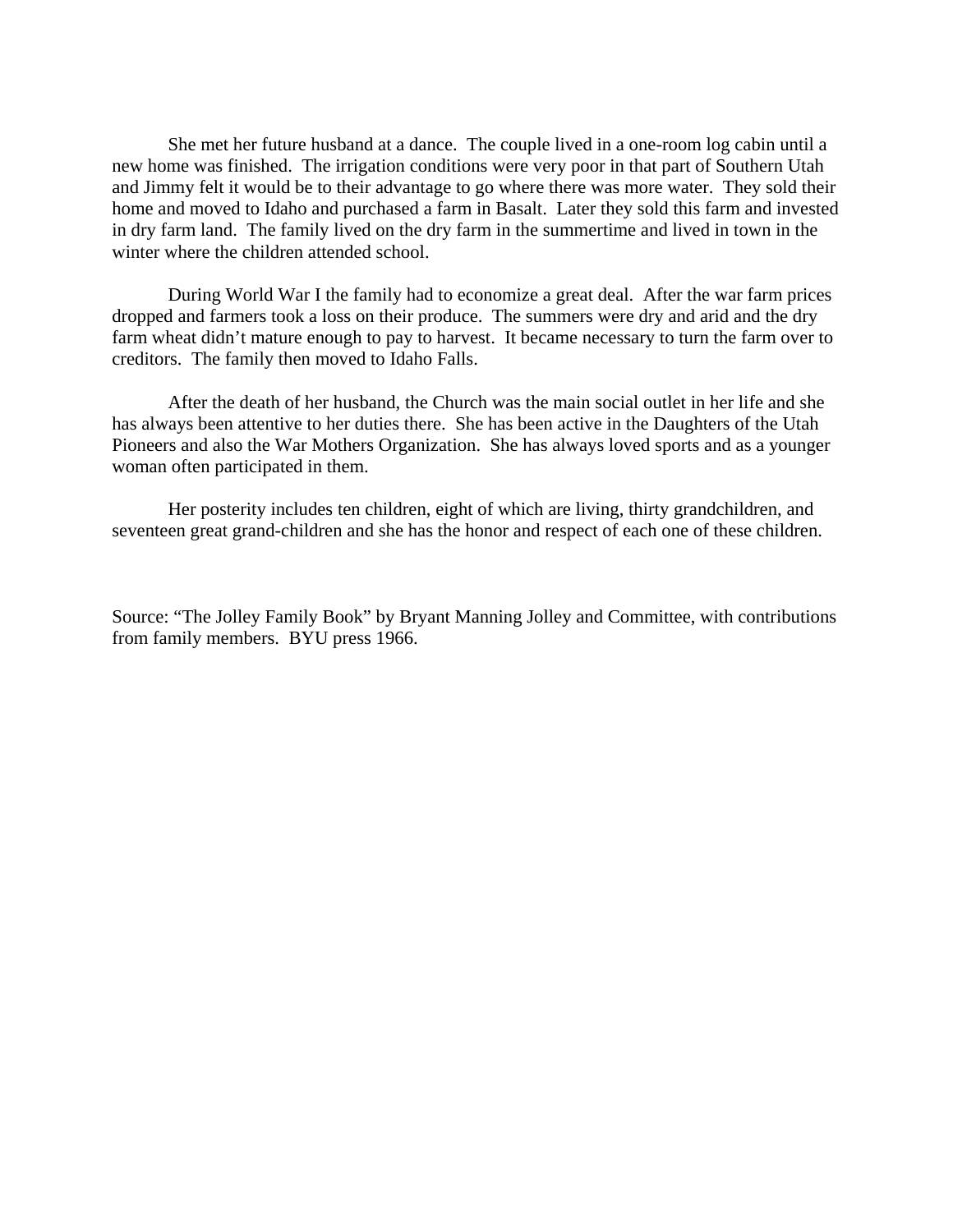She met her future husband at a dance. The couple lived in a one-room log cabin until a new home was finished. The irrigation conditions were very poor in that part of Southern Utah and Jimmy felt it would be to their advantage to go where there was more water. They sold their home and moved to Idaho and purchased a farm in Basalt. Later they sold this farm and invested in dry farm land. The family lived on the dry farm in the summertime and lived in town in the winter where the children attended school.

During World War I the family had to economize a great deal. After the war farm prices dropped and farmers took a loss on their produce. The summers were dry and arid and the dry farm wheat didn't mature enough to pay to harvest. It became necessary to turn the farm over to creditors. The family then moved to Idaho Falls.

After the death of her husband, the Church was the main social outlet in her life and she has always been attentive to her duties there. She has been active in the Daughters of the Utah Pioneers and also the War Mothers Organization. She has always loved sports and as a younger woman often participated in them.

Her posterity includes ten children, eight of which are living, thirty grandchildren, and seventeen great grand-children and she has the honor and respect of each one of these children.

Source: "The Jolley Family Book" by Bryant Manning Jolley and Committee, with contributions from family members. BYU press 1966.